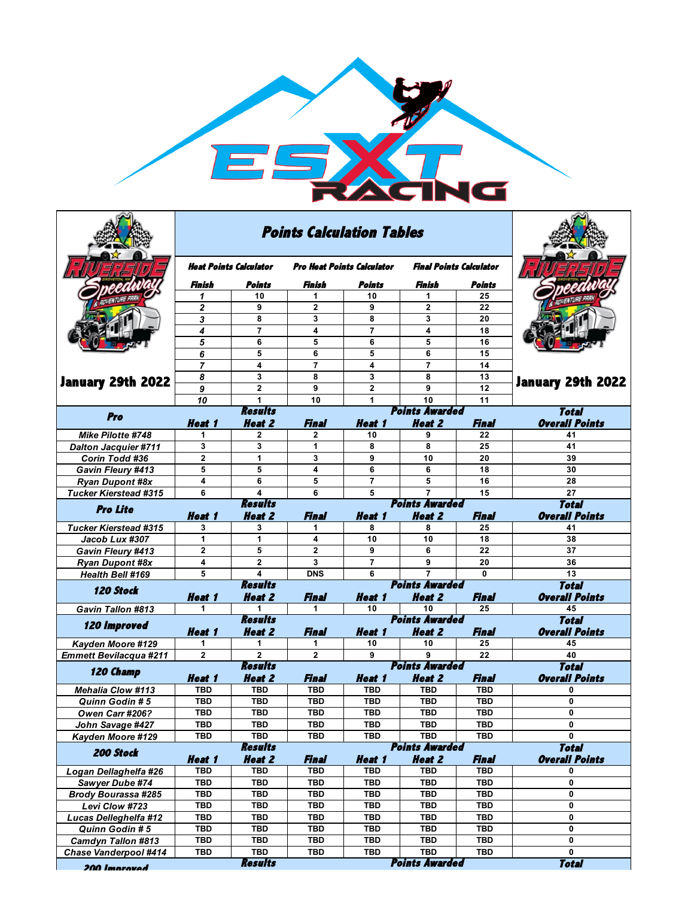ESXT RACING

Riverside Speedway & Adventure Park, Groveton, NH

January 29th 2022

## Points Calculation Tables

| Heat Points Calculator | | Pro Heat Points Calculator | | Final Points Calculator | |
|---|---|---|---|---|---|
| Finish | Points | Finish | Points | Finish | Points |
| 1 | 10 | 1 | 10 | 1 | 25 |
| 2 | 9 | 2 | 9 | 2 | 22 |
| 3 | 8 | 3 | 8 | 3 | 20 |
| 4 | 7 | 4 | 7 | 4 | 18 |
| 5 | 6 | 5 | 6 | 5 | 16 |
| 6 | 5 | 6 | 5 | 6 | 15 |
| 7 | 4 | 7 | 4 | 7 | 14 |
| 8 | 3 | 8 | 3 | 8 | 13 |
| 9 | 2 | 9 | 2 | 9 | 12 |
| 10 | 1 | 10 | 1 | 10 | 11 |

| Pro | Results | | | Points Awarded | | | Total |
|---|---|---|---|---|---|---|---|
| | Heat 1 | Heat 2 | Final | Heat 1 | Heat 2 | Final | Overall Points |
| Mike Pilotte #748 | 1 | 2 | 2 | 10 | 9 | 22 | 41 |
| Dalton Jacquier #711 | 3 | 3 | 1 | 8 | 8 | 25 | 41 |
| Corin Todd #36 | 2 | 1 | 3 | 9 | 10 | 20 | 39 |
| Gavin Fleury #413 | 5 | 5 | 4 | 6 | 6 | 18 | 30 |
| Ryan Dupont #8x | 4 | 6 | 5 | 7 | 5 | 16 | 28 |
| Tucker Kierstead #315 | 6 | 4 | 6 | 5 | 7 | 15 | 27 |

| Pro Lite | Results | | | Points Awarded | | | Total |
|---|---|---|---|---|---|---|---|
| | Heat 1 | Heat 2 | Final | Heat 1 | Heat 2 | Final | Overall Points |
| Tucker Kierstead #315 | 3 | 3 | 1 | 8 | 8 | 25 | 41 |
| Jacob Lux #307 | 1 | 1 | 4 | 10 | 10 | 18 | 38 |
| Gavin Fleury #413 | 2 | 5 | 2 | 9 | 6 | 22 | 37 |
| Ryan Dupont #8x | 4 | 2 | 3 | 7 | 9 | 20 | 36 |
| Health Bell #169 | 5 | 4 | DNS | 6 | 7 | 0 | 13 |

| 120 Stock | Results | | | Points Awarded | | | Total |
|---|---|---|---|---|---|---|---|
| | Heat 1 | Heat 2 | Final | Heat 1 | Heat 2 | Final | Overall Points |
| Gavin Tallon #813 | 1 | 1 | 1 | 10 | 10 | 25 | 45 |

| 120 Improved | Results | | | Points Awarded | | | Total |
|---|---|---|---|---|---|---|---|
| | Heat 1 | Heat 2 | Final | Heat 1 | Heat 2 | Final | Overall Points |
| Kayden Moore #129 | 1 | 1 | 1 | 10 | 10 | 25 | 45 |
| Emmett Bevilacqua #211 | 2 | 2 | 2 | 9 | 9 | 22 | 40 |

| 120 Champ | Results | | | Points Awarded | | | Total |
|---|---|---|---|---|---|---|---|
| | Heat 1 | Heat 2 | Final | Heat 1 | Heat 2 | Final | Overall Points |
| Mehalia Clow #113 | TBD | TBD | TBD | TBD | TBD | TBD | 0 |
| Quinn Godin # 5 | TBD | TBD | TBD | TBD | TBD | TBD | 0 |
| Owen Carr #206? | TBD | TBD | TBD | TBD | TBD | TBD | 0 |
| John Savage #427 | TBD | TBD | TBD | TBD | TBD | TBD | 0 |
| Kayden Moore #129 | TBD | TBD | TBD | TBD | TBD | TBD | 0 |

| 200 Stock | Results | | | Points Awarded | | | Total |
|---|---|---|---|---|---|---|---|
| | Heat 1 | Heat 2 | Final | Heat 1 | Heat 2 | Final | Overall Points |
| Logan Dellaghelfa #26 | TBD | TBD | TBD | TBD | TBD | TBD | 0 |
| Sawyer Dube #74 | TBD | TBD | TBD | TBD | TBD | TBD | 0 |
| Brody Bourassa #285 | TBD | TBD | TBD | TBD | TBD | TBD | 0 |
| Levi Clow #723 | TBD | TBD | TBD | TBD | TBD | TBD | 0 |
| Lucas Delleghelfa #12 | TBD | TBD | TBD | TBD | TBD | TBD | 0 |
| Quinn Godin # 5 | TBD | TBD | TBD | TBD | TBD | TBD | 0 |
| Camdyn Tallon #813 | TBD | TBD | TBD | TBD | TBD | TBD | 0 |
| Chase Vanderpool #414 | TBD | TBD | TBD | TBD | TBD | TBD | 0 |

| 200 Improved | Results | | | Points Awarded | | | Total |
|---|---|---|---|---|---|---|---|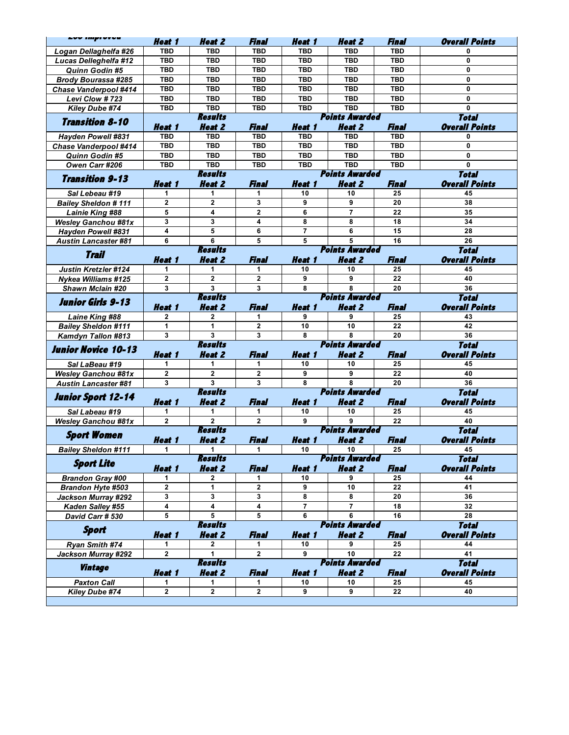| 250 Improved | Heat 1 | Heat 2 | Final | Heat 1 | Heat 2 | Final | Overall Points |
|---|---|---|---|---|---|---|---|
| Logan Dellaghelfa #26 | TBD | TBD | TBD | TBD | TBD | TBD | 0 |
| Lucas Delleghelfa #12 | TBD | TBD | TBD | TBD | TBD | TBD | 0 |
| Quinn Godin #5 | TBD | TBD | TBD | TBD | TBD | TBD | 0 |
| Brody Bourassa #285 | TBD | TBD | TBD | TBD | TBD | TBD | 0 |
| Chase Vanderpool #414 | TBD | TBD | TBD | TBD | TBD | TBD | 0 |
| Levi Clow # 723 | TBD | TBD | TBD | TBD | TBD | TBD | 0 |
| Kiley Dube #74 | TBD | TBD | TBD | TBD | TBD | TBD | 0 |

| Transition 8-10 | Results | | | Points Awarded | | | Total |
|---|---|---|---|---|---|---|---|
| | Heat 1 | Heat 2 | Final | Heat 1 | Heat 2 | Final | Overall Points |
| Hayden Powell #831 | TBD | TBD | TBD | TBD | TBD | TBD | 0 |
| Chase Vanderpool #414 | TBD | TBD | TBD | TBD | TBD | TBD | 0 |
| Quinn Godin #5 | TBD | TBD | TBD | TBD | TBD | TBD | 0 |
| Owen Carr #206 | TBD | TBD | TBD | TBD | TBD | TBD | 0 |

| Transition 9-13 | Results | | | Points Awarded | | | Total |
|---|---|---|---|---|---|---|---|
| | Heat 1 | Heat 2 | Final | Heat 1 | Heat 2 | Final | Overall Points |
| Sal Lebeau #19 | 1 | 1 | 1 | 10 | 10 | 25 | 45 |
| Bailey Sheldon # 111 | 2 | 2 | 3 | 9 | 9 | 20 | 38 |
| Lainie King #88 | 5 | 4 | 2 | 6 | 7 | 22 | 35 |
| Wesley Ganchou #81x | 3 | 3 | 4 | 8 | 8 | 18 | 34 |
| Hayden Powell #831 | 4 | 5 | 6 | 7 | 6 | 15 | 28 |
| Austin Lancaster #81 | 6 | 6 | 5 | 5 | 5 | 16 | 26 |

| Trail | Results | | | Points Awarded | | | Total |
|---|---|---|---|---|---|---|---|
| | Heat 1 | Heat 2 | Final | Heat 1 | Heat 2 | Final | Overall Points |
| Justin Kretzler #124 | 1 | 1 | 1 | 10 | 10 | 25 | 45 |
| Nykea Williams #125 | 2 | 2 | 2 | 9 | 9 | 22 | 40 |
| Shawn Mclain #20 | 3 | 3 | 3 | 8 | 8 | 20 | 36 |

| Junior Girls 9-13 | Results | | | Points Awarded | | | Total |
|---|---|---|---|---|---|---|---|
| | Heat 1 | Heat 2 | Final | Heat 1 | Heat 2 | Final | Overall Points |
| Laine King #88 | 2 | 2 | 1 | 9 | 9 | 25 | 43 |
| Bailey Sheldon #111 | 1 | 1 | 2 | 10 | 10 | 22 | 42 |
| Kamdyn Tallon #813 | 3 | 3 | 3 | 8 | 8 | 20 | 36 |

| Junior Novice 10-13 | Results | | | Points Awarded | | | Total |
|---|---|---|---|---|---|---|---|
| | Heat 1 | Heat 2 | Final | Heat 1 | Heat 2 | Final | Overall Points |
| Sal LaBeau #19 | 1 | 1 | 1 | 10 | 10 | 25 | 45 |
| Wesley Ganchou #81x | 2 | 2 | 2 | 9 | 9 | 22 | 40 |
| Austin Lancaster #81 | 3 | 3 | 3 | 8 | 8 | 20 | 36 |

| Junior Sport 12-14 | Results | | | Points Awarded | | | Total |
|---|---|---|---|---|---|---|---|
| | Heat 1 | Heat 2 | Final | Heat 1 | Heat 2 | Final | Overall Points |
| Sal Labeau #19 | 1 | 1 | 1 | 10 | 10 | 25 | 45 |
| Wesley Ganchou #81x | 2 | 2 | 2 | 9 | 9 | 22 | 40 |

| Sport Women | Results | | | Points Awarded | | | Total |
|---|---|---|---|---|---|---|---|
| | Heat 1 | Heat 2 | Final | Heat 1 | Heat 2 | Final | Overall Points |
| Bailey Sheldon #111 | 1 | 1 | 1 | 10 | 10 | 25 | 45 |

| Sport Lite | Results | | | Points Awarded | | | Total |
|---|---|---|---|---|---|---|---|
| | Heat 1 | Heat 2 | Final | Heat 1 | Heat 2 | Final | Overall Points |
| Brandon Gray #00 | 1 | 2 | 1 | 10 | 9 | 25 | 44 |
| Brandon Hyte #503 | 2 | 1 | 2 | 9 | 10 | 22 | 41 |
| Jackson Murray #292 | 3 | 3 | 3 | 8 | 8 | 20 | 36 |
| Kaden Salley #55 | 4 | 4 | 4 | 7 | 7 | 18 | 32 |
| David Carr # 530 | 5 | 5 | 5 | 6 | 6 | 16 | 28 |

| Sport | Results | | | Points Awarded | | | Total |
|---|---|---|---|---|---|---|---|
| | Heat 1 | Heat 2 | Final | Heat 1 | Heat 2 | Final | Overall Points |
| Ryan Smith #74 | 1 | 2 | 1 | 10 | 9 | 25 | 44 |
| Jackson Murray #292 | 2 | 1 | 2 | 9 | 10 | 22 | 41 |

| Vintage | Results | | | Points Awarded | | | Total |
|---|---|---|---|---|---|---|---|
| | Heat 1 | Heat 2 | Final | Heat 1 | Heat 2 | Final | Overall Points |
| Paxton Call | 1 | 1 | 1 | 10 | 10 | 25 | 45 |
| Kiley Dube #74 | 2 | 2 | 2 | 9 | 9 | 22 | 40 |